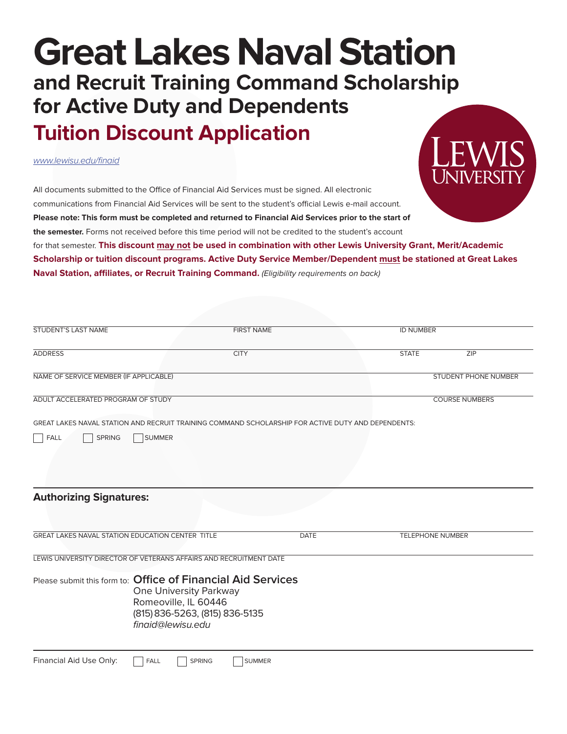# Great Lakes Naval Station

## and Recruit Training Command Scholarship for Active Duty and Dependents

## Tuition Discount Application

*www.lewisu.edu/finaid*

LEWIS UNIVERSITY

All documents submitted to the Office of Financial Aid Services must be signed. All electronic communications from Financial Aid Services will be sent to the student's official Lewis e-mail account. **Please note: This form must be completed and returned to Financial Aid Services prior to the start of the semester.** Forms not received before this time period will not be credited to the student's account for that semester. **This discount may not be used in combination with other Lewis University Grant, Merit/Academic Scholarship or tuition discount programs. Active Duty Service Member/Dependent must be stationed at Great Lakes Naval Station, affiliates, or Recruit Training Command.** *(Eligibility requirements on back)*

STUDENT'S LAST NAME ________________ FIRST NAME ________________ ID NUMBER ________________

ADDRESS ________________ CITY ________________ STATE ________ ZIP ________

NAME OF SERVICE MEMBER (IF APPLICABLE) ________________ STUDENT PHONE NUMBER ________________

ADULT ACCELERATED PROGRAM OF STUDY ________________ COURSE NUMBERS ________________

GREAT LAKES NAVAL STATION AND RECRUIT TRAINING COMMAND SCHOLARSHIP FOR ACTIVE DUTY AND DEPENDENTS:

☐ FALL ☐ SPRING ☐ SUMMER

### Authorizing Signatures:

GREAT LAKES NAVAL STATION EDUCATION CENTER TITLE ________________ DATE ________ TELEPHONE NUMBER ________________

LEWIS UNIVERSITY DIRECTOR OF VETERANS AFFAIRS AND RECRUITMENT DATE ________________

Please submit this form to: **Office of Financial Aid Services**
One University Parkway
Romeoville, IL 60446
(815) 836-5263, (815) 836-5135
*finaid@lewisu.edu*

Financial Aid Use Only: ☐ FALL ☐ SPRING ☐ SUMMER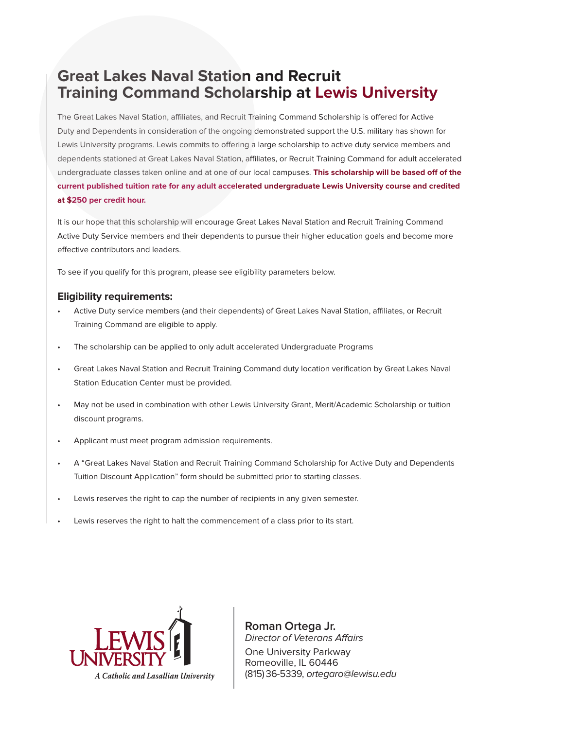# Great Lakes Naval Station and Recruit Training Command Scholarship at Lewis University

The Great Lakes Naval Station, affiliates, and Recruit Training Command Scholarship is offered for Active Duty and Dependents in consideration of the ongoing demonstrated support the U.S. military has shown for Lewis University programs. Lewis commits to offering a large scholarship to active duty service members and dependents stationed at Great Lakes Naval Station, affiliates, or Recruit Training Command for adult accelerated undergraduate classes taken online and at one of our local campuses. **This scholarship will be based off of the current published tuition rate for any adult accelerated undergraduate Lewis University course and credited at $250 per credit hour.**

It is our hope that this scholarship will encourage Great Lakes Naval Station and Recruit Training Command Active Duty Service members and their dependents to pursue their higher education goals and become more effective contributors and leaders.

To see if you qualify for this program, please see eligibility parameters below.

### Eligibility requirements:

- Active Duty service members (and their dependents) of Great Lakes Naval Station, affiliates, or Recruit Training Command are eligible to apply.
- The scholarship can be applied to only adult accelerated Undergraduate Programs
- Great Lakes Naval Station and Recruit Training Command duty location verification by Great Lakes Naval Station Education Center must be provided.
- May not be used in combination with other Lewis University Grant, Merit/Academic Scholarship or tuition discount programs.
- Applicant must meet program admission requirements.
- A "Great Lakes Naval Station and Recruit Training Command Scholarship for Active Duty and Dependents Tuition Discount Application" form should be submitted prior to starting classes.
- Lewis reserves the right to cap the number of recipients in any given semester.
- Lewis reserves the right to halt the commencement of a class prior to its start.

Lewis University
*A Catholic and Lasallian University*

**Roman Ortega Jr.**
*Director of Veterans Affairs*
One University Parkway
Romeoville, IL 60446
(815) 36-5339, *ortegaro@lewisu.edu*